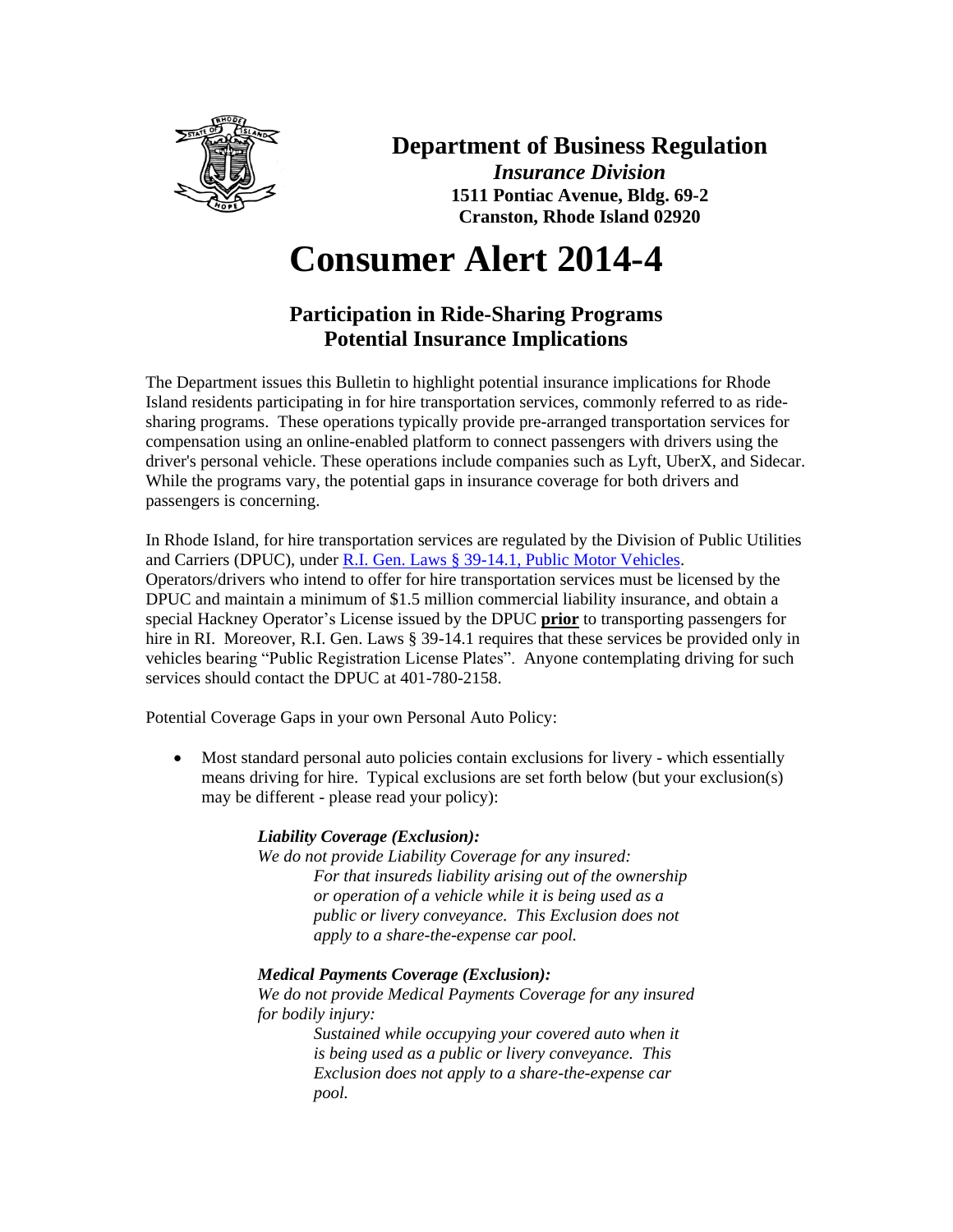**Department of Business Regulation**
*Insurance Division*
**1511 Pontiac Avenue, Bldg. 69-2**
**Cranston, Rhode Island 02920**

# Consumer Alert 2014-4

## Participation in Ride-Sharing Programs
## Potential Insurance Implications

The Department issues this Bulletin to highlight potential insurance implications for Rhode Island residents participating in for hire transportation services, commonly referred to as ride-sharing programs. These operations typically provide pre-arranged transportation services for compensation using an online-enabled platform to connect passengers with drivers using the driver's personal vehicle. These operations include companies such as Lyft, UberX, and Sidecar. While the programs vary, the potential gaps in insurance coverage for both drivers and passengers is concerning.

In Rhode Island, for hire transportation services are regulated by the Division of Public Utilities and Carriers (DPUC), under R.I. Gen. Laws § 39-14.1, Public Motor Vehicles. Operators/drivers who intend to offer for hire transportation services must be licensed by the DPUC and maintain a minimum of $1.5 million commercial liability insurance, and obtain a special Hackney Operator's License issued by the DPUC **prior** to transporting passengers for hire in RI. Moreover, R.I. Gen. Laws § 39-14.1 requires that these services be provided only in vehicles bearing "Public Registration License Plates". Anyone contemplating driving for such services should contact the DPUC at 401-780-2158.

Potential Coverage Gaps in your own Personal Auto Policy:

- Most standard personal auto policies contain exclusions for livery - which essentially means driving for hire. Typical exclusions are set forth below (but your exclusion(s) may be different - please read your policy):

  ***Liability Coverage (Exclusion):***
  *We do not provide Liability Coverage for any insured:*
  > *For that insureds liability arising out of the ownership or operation of a vehicle while it is being used as a public or livery conveyance. This Exclusion does not apply to a share-the-expense car pool.*

  ***Medical Payments Coverage (Exclusion):***
  *We do not provide Medical Payments Coverage for any insured for bodily injury:*
  > *Sustained while occupying your covered auto when it is being used as a public or livery conveyance. This Exclusion does not apply to a share-the-expense car pool.*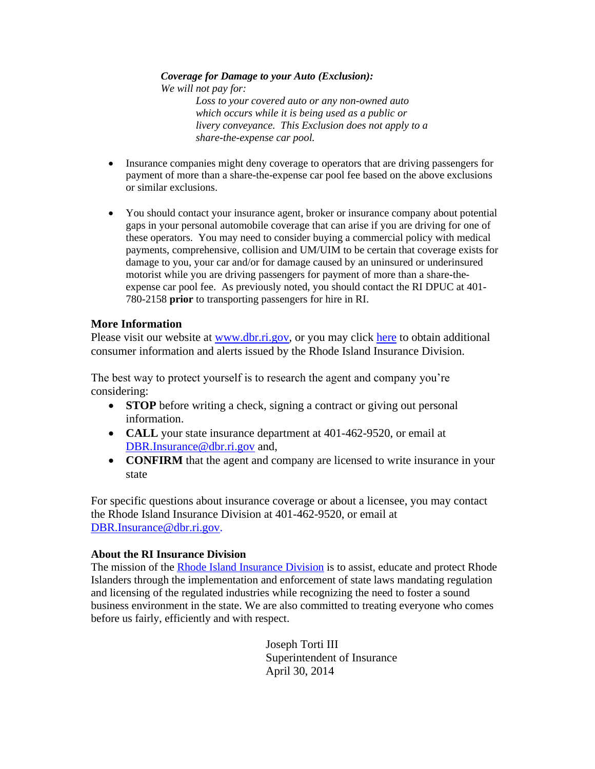***Coverage for Damage to your Auto (Exclusion):***

*We will not pay for:*

> *Loss to your covered auto or any non-owned auto which occurs while it is being used as a public or livery conveyance. This Exclusion does not apply to a share-the-expense car pool.*

- Insurance companies might deny coverage to operators that are driving passengers for payment of more than a share-the-expense car pool fee based on the above exclusions or similar exclusions.

- You should contact your insurance agent, broker or insurance company about potential gaps in your personal automobile coverage that can arise if you are driving for one of these operators. You may need to consider buying a commercial policy with medical payments, comprehensive, collision and UM/UIM to be certain that coverage exists for damage to you, your car and/or for damage caused by an uninsured or underinsured motorist while you are driving passengers for payment of more than a share-the-expense car pool fee. As previously noted, you should contact the RI DPUC at 401-780-2158 **prior** to transporting passengers for hire in RI.

### More Information

Please visit our website at www.dbr.ri.gov, or you may click here to obtain additional consumer information and alerts issued by the Rhode Island Insurance Division.

The best way to protect yourself is to research the agent and company you're considering:

- **STOP** before writing a check, signing a contract or giving out personal information.
- **CALL** your state insurance department at 401-462-9520, or email at DBR.Insurance@dbr.ri.gov and,
- **CONFIRM** that the agent and company are licensed to write insurance in your state

For specific questions about insurance coverage or about a licensee, you may contact the Rhode Island Insurance Division at 401-462-9520, or email at DBR.Insurance@dbr.ri.gov.

### About the RI Insurance Division

The mission of the Rhode Island Insurance Division is to assist, educate and protect Rhode Islanders through the implementation and enforcement of state laws mandating regulation and licensing of the regulated industries while recognizing the need to foster a sound business environment in the state. We are also committed to treating everyone who comes before us fairly, efficiently and with respect.

Joseph Torti III
Superintendent of Insurance
April 30, 2014